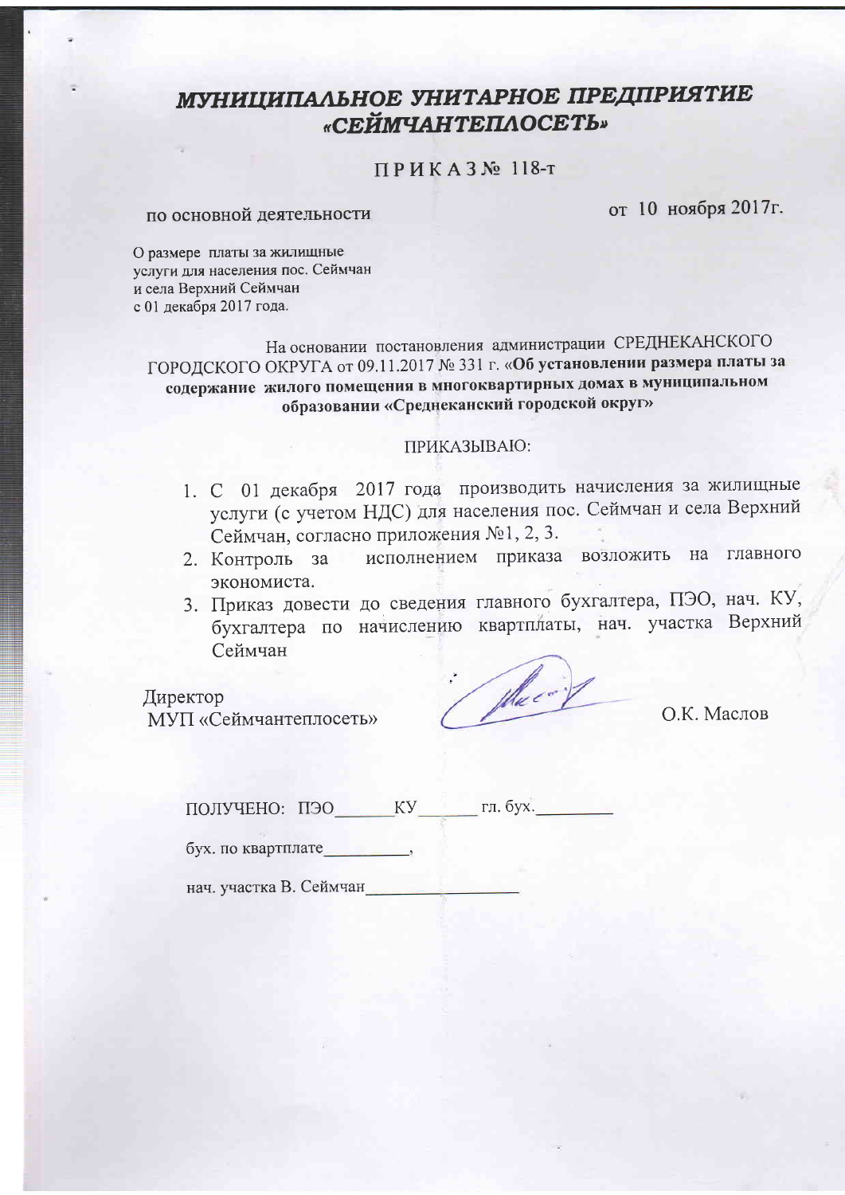# *МУНИЦИПАЛЬНОЕ УНИТАРНОЕ ПРЕДПРИЯТИЕ «СЕЙМЧАНТЕПЛОСЕТЬ»*

## П Р И К А З № 118-т

по основной деятельности  от 10 ноября 2017г.

О размере платы за жилищные услуги для населения пос. Сеймчан и села Верхний Сеймчан с 01 декабря 2017 года.

На основании постановления администрации СРЕДНЕКАНСКОГО ГОРОДСКОГО ОКРУГА от 09.11.2017 № 331 г. **«Об установлении размера платы за содержание жилого помещения в многоквартирных домах в муниципальном образовании «Среднеканский городской округ»**

ПРИКАЗЫВАЮ:

1. С 01 декабря 2017 года производить начисления за жилищные услуги (с учетом НДС) для населения пос. Сеймчан и села Верхний Сеймчан, согласно приложения №1, 2, 3.
2. Контроль за исполнением приказа возложить на главного экономиста.
3. Приказ довести до сведения главного бухгалтера, ПЭО, нач. КУ, бухгалтера по начислению квартплаты, нач. участка Верхний Сеймчан

Директор
МУП «Сеймчантеплосеть»  О.К. Маслов

ПОЛУЧЕНО: ПЭО\_\_\_\_\_\_КУ\_\_\_\_\_\_ гл. бух.\_\_\_\_\_\_\_\_

бух. по квартплате\_\_\_\_\_\_\_\_\_,

нач. участка В. Сеймчан\_\_\_\_\_\_\_\_\_\_\_\_\_\_\_\_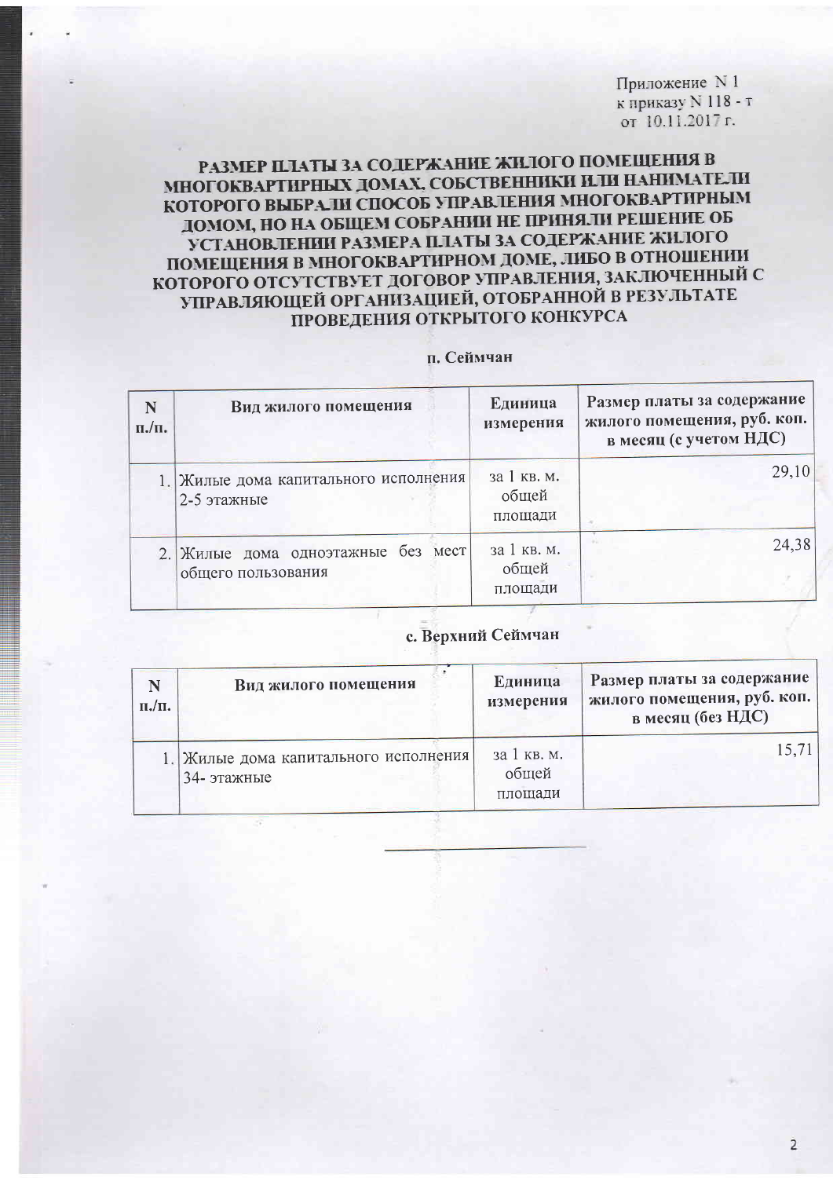Приложение N 1
к приказу N 118 - т
от 10.11.2017 г.

# РАЗМЕР ПЛАТЫ ЗА СОДЕРЖАНИЕ ЖИЛОГО ПОМЕЩЕНИЯ В МНОГОКВАРТИРНЫХ ДОМАХ, СОБСТВЕННИКИ ИЛИ НАНИМАТЕЛИ КОТОРОГО ВЫБРАЛИ СПОСОБ УПРАВЛЕНИЯ МНОГОКВАРТИРНЫМ ДОМОМ, НО НА ОБЩЕМ СОБРАНИИ НЕ ПРИНЯЛИ РЕШЕНИЕ ОБ УСТАНОВЛЕНИИ РАЗМЕРА ПЛАТЫ ЗА СОДЕРЖАНИЕ ЖИЛОГО ПОМЕЩЕНИЯ В МНОГОКВАРТИРНОМ ДОМЕ, ЛИБО В ОТНОШЕНИИ КОТОРОГО ОТСУТСТВУЕТ ДОГОВОР УПРАВЛЕНИЯ, ЗАКЛЮЧЕННЫЙ С УПРАВЛЯЮЩЕЙ ОРГАНИЗАЦИЕЙ, ОТОБРАННОЙ В РЕЗУЛЬТАТЕ ПРОВЕДЕНИЯ ОТКРЫТОГО КОНКУРСА

## п. Сеймчан

| N п./п. | Вид жилого помещения | Единица измерения | Размер платы за содержание жилого помещения, руб. коп. в месяц (с учетом НДС) |
|---|---|---|---|
| 1. | Жилые дома капитального исполнения 2-5 этажные | за 1 кв. м. общей площади | 29,10 |
| 2. | Жилые дома одноэтажные без мест общего пользования | за 1 кв. м. общей площади | 24,38 |

## с. Верхний Сеймчан

| N п./п. | Вид жилого помещения | Единица измерения | Размер платы за содержание жилого помещения, руб. коп. в месяц (без НДС) |
|---|---|---|---|
| 1. | Жилые дома капитального исполнения 34- этажные | за 1 кв. м. общей площади | 15,71 |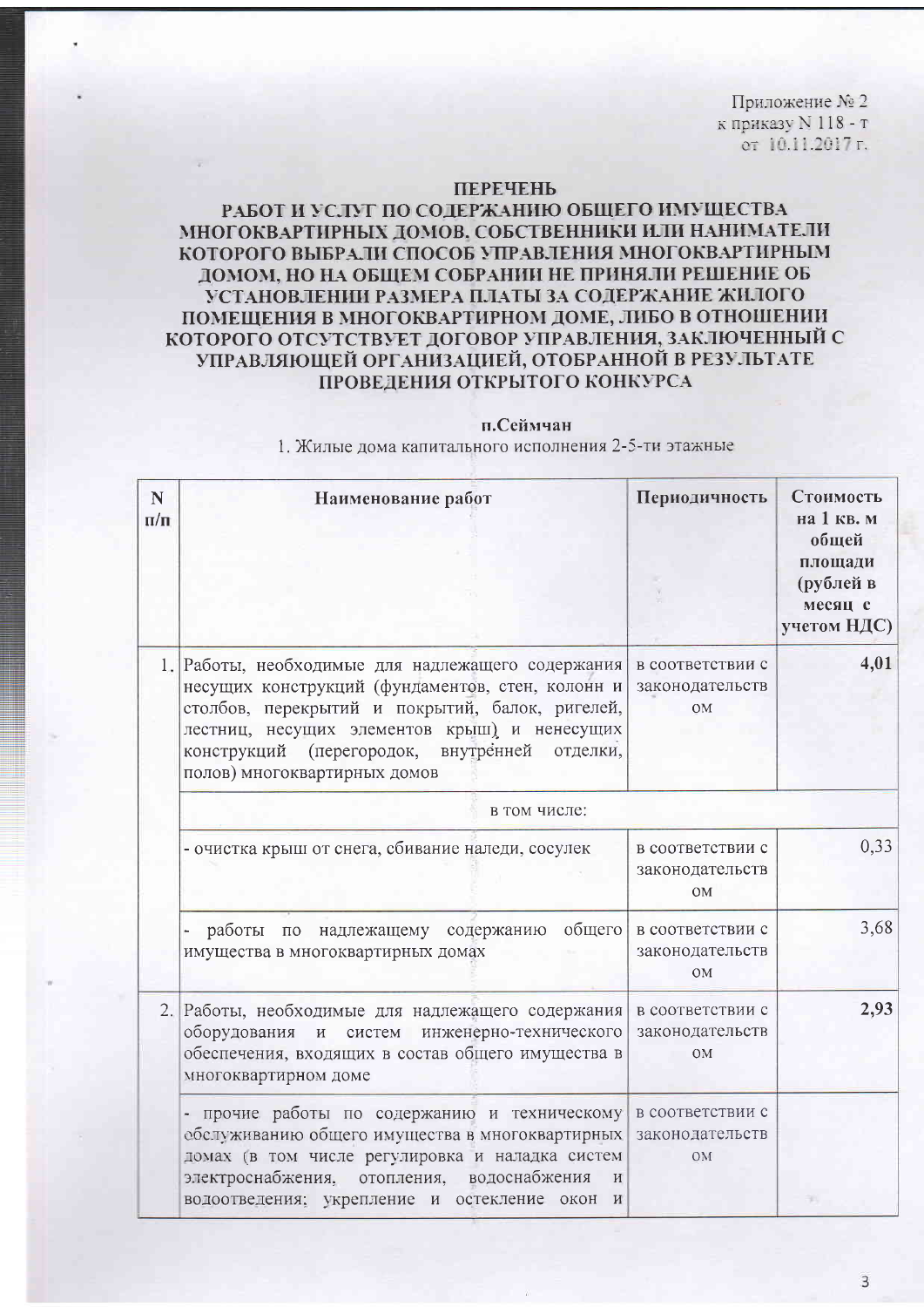Приложение № 2
к приказу N 118 - т
от 10.11.2017 г.

**ПЕРЕЧЕНЬ**
**РАБОТ И УСЛУГ ПО СОДЕРЖАНИЮ ОБЩЕГО ИМУЩЕСТВА МНОГОКВАРТИРНЫХ ДОМОВ, СОБСТВЕННИКИ ИЛИ НАНИМАТЕЛИ КОТОРОГО ВЫБРАЛИ СПОСОБ УПРАВЛЕНИЯ МНОГОКВАРТИРНЫМ ДОМОМ, НО НА ОБЩЕМ СОБРАНИИ НЕ ПРИНЯЛИ РЕШЕНИЕ ОБ УСТАНОВЛЕНИИ РАЗМЕРА ПЛАТЫ ЗА СОДЕРЖАНИЕ ЖИЛОГО ПОМЕЩЕНИЯ В МНОГОКВАРТИРНОМ ДОМЕ, ЛИБО В ОТНОШЕНИИ КОТОРОГО ОТСУТСТВУЕТ ДОГОВОР УПРАВЛЕНИЯ, ЗАКЛЮЧЕННЫЙ С УПРАВЛЯЮЩЕЙ ОРГАНИЗАЦИЕЙ, ОТОБРАННОЙ В РЕЗУЛЬТАТЕ ПРОВЕДЕНИЯ ОТКРЫТОГО КОНКУРСА**

**п.Сеймчан**

1. Жилые дома капитального исполнения 2-5-ти этажные

| N п/п | Наименование работ | Периодичность | Стоимость на 1 кв. м общей площади (рублей в месяц с учетом НДС) |
|---|---|---|---|
| 1. | Работы, необходимые для надлежащего содержания несущих конструкций (фундаментов, стен, колонн и столбов, перекрытий и покрытий, балок, ригелей, лестниц, несущих элементов крыш) и ненесущих конструкций (перегородок, внутренней отделки, полов) многоквартирных домов | в соответствии с законодательством | **4,01** |
| | в том числе: | | |
| | - очистка крыш от снега, сбивание наледи, сосулек | в соответствии с законодательством | 0,33 |
| | - работы по надлежащему содержанию общего имущества в многоквартирных домах | в соответствии с законодательством | 3,68 |
| 2. | Работы, необходимые для надлежащего содержания оборудования и систем инженерно-технического обеспечения, входящих в состав общего имущества в многоквартирном доме | в соответствии с законодательством | **2,93** |
| | - прочие работы по содержанию и техническому обслуживанию общего имущества в многоквартирных домах (в том числе регулировка и наладка систем электроснабжения, отопления, водоснабжения и водоотведения; укрепление и остекление окон и | в соответствии с законодательством | |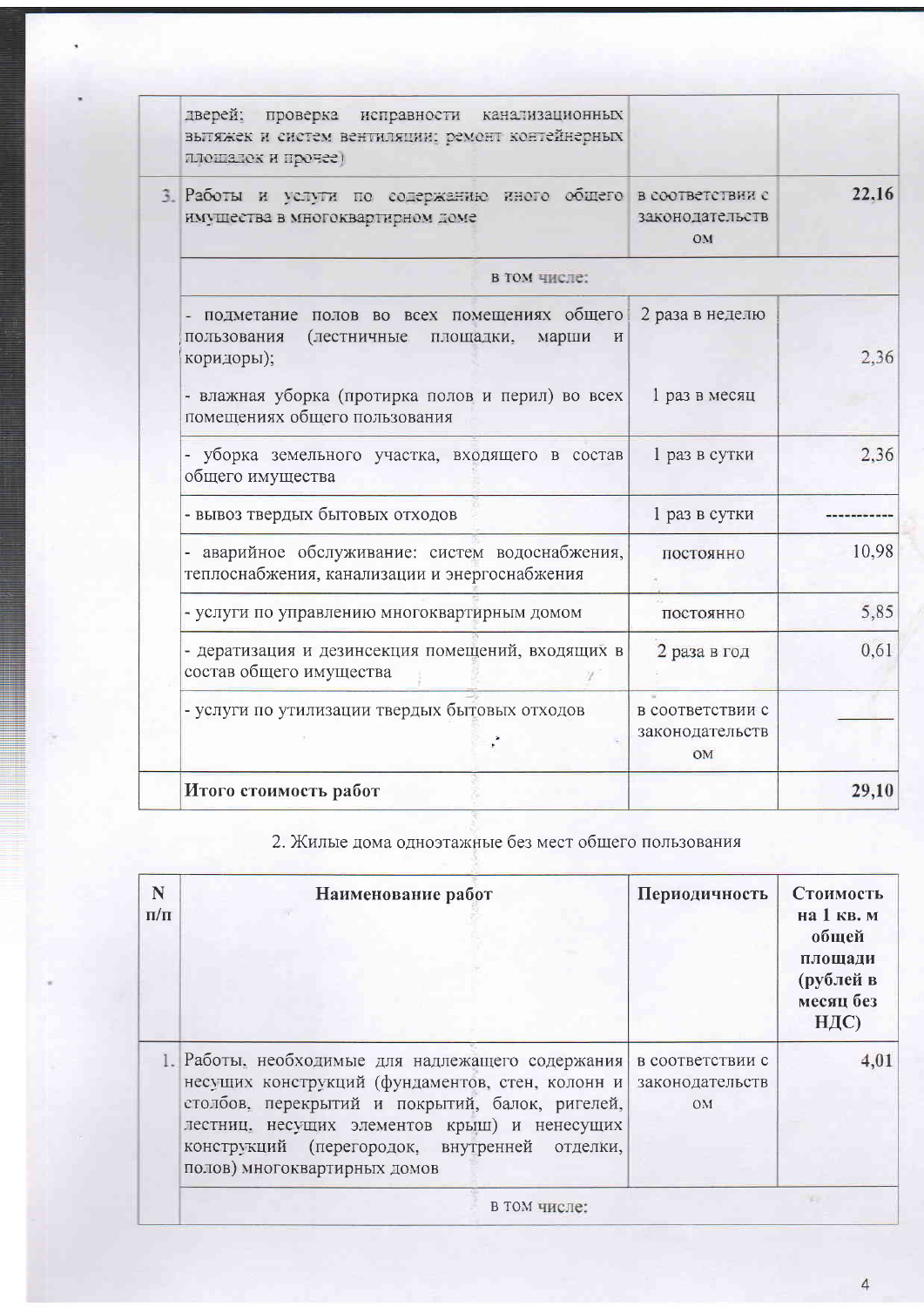| | | | |
|---|---|---|---|
| | дверей; проверка исправности канализационных вытяжек и систем вентиляции; ремонт контейнерных площадок и прочее) | | |
| 3. | Работы и услуги по содержанию иного общего имущества в многоквартирном доме | в соответствии с законодательством | **22,16** |
| | в том числе: | | |
| | - подметание полов во всех помещениях общего пользования (лестничные площадки, марши и коридоры);<br><br>- влажная уборка (протирка полов и перил) во всех помещениях общего пользования | 2 раза в неделю<br><br>1 раз в месяц | 2,36 |
| | - уборка земельного участка, входящего в состав общего имущества | 1 раз в сутки | 2,36 |
| | - вывоз твердых бытовых отходов | 1 раз в сутки | ---------- |
| | - аварийное обслуживание: систем водоснабжения, теплоснабжения, канализации и энергоснабжения | постоянно | 10,98 |
| | - услуги по управлению многоквартирным домом | постоянно | 5,85 |
| | - дератизация и дезинсекция помещений, входящих в состав общего имущества | 2 раза в год | 0,61 |
| | - услуги по утилизации твердых бытовых отходов | в соответствии с законодательством | ______ |
| | **Итого стоимость работ** | | **29,10** |

2. Жилые дома одноэтажные без мест общего пользования

| N п/п | Наименование работ | Периодичность | Стоимость на 1 кв. м общей площади (рублей в месяц без НДС) |
|---|---|---|---|
| 1. | Работы, необходимые для надлежащего содержания несущих конструкций (фундаментов, стен, колонн и столбов, перекрытий и покрытий, балок, ригелей, лестниц, несущих элементов крыш) и ненесущих конструкций (перегородок, внутренней отделки, полов) многоквартирных домов | в соответствии с законодательством | **4,01** |
| | в том числе: | | |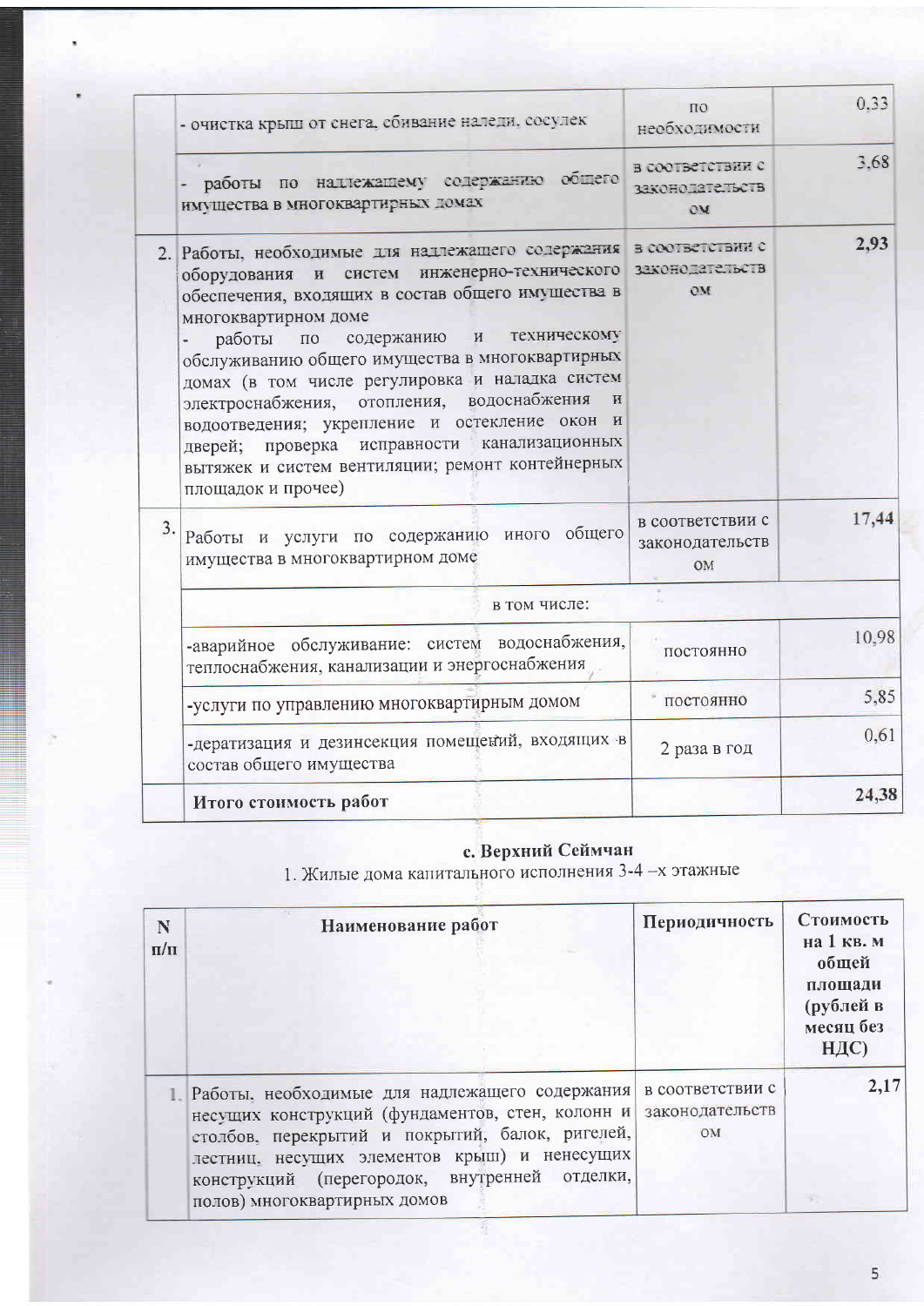| | | | |
|---|---|---|---|
| | - очистка крыш от снега, сбивание наледи, сосулек | по необходимости | 0,33 |
| | - работы по надлежащему содержанию общего имущества в многоквартирных домах | в соответствии с законодательством | 3,68 |
| 2. | Работы, необходимые для надлежащего содержания оборудования и систем инженерно-технического обеспечения, входящих в состав общего имущества в многоквартирном доме<br>- работы по содержанию и техническому обслуживанию общего имущества в многоквартирных домах (в том числе регулировка и наладка систем электроснабжения, отопления, водоснабжения и водоотведения; укрепление и остекление окон и дверей; проверка исправности канализационных вытяжек и систем вентиляции; ремонт контейнерных площадок и прочее) | в соответствии с законодательством | **2,93** |
| 3. | Работы и услуги по содержанию иного общего имущества в многоквартирном доме | в соответствии с законодательством | **17,44** |
| | в том числе: | | |
| | -аварийное обслуживание: систем водоснабжения, теплоснабжения, канализации и энергоснабжения | постоянно | 10,98 |
| | -услуги по управлению многоквартирным домом | постоянно | 5,85 |
| | -дератизация и дезинсекция помещений, входящих в состав общего имущества | 2 раза в год | 0,61 |
| | **Итого стоимость работ** | | **24,38** |

**с. Верхний Сеймчан**

1. Жилые дома капитального исполнения 3-4 –х этажные

| N п/п | Наименование работ | Периодичность | Стоимость на 1 кв. м общей площади (рублей в месяц без НДС) |
|---|---|---|---|
| 1. | Работы, необходимые для надлежащего содержания несущих конструкций (фундаментов, стен, колонн и столбов, перекрытий и покрытий, балок, ригелей, лестниц, несущих элементов крыш) и ненесущих конструкций (перегородок, внутренней отделки, полов) многоквартирных домов | в соответствии с законодательством | **2,17** |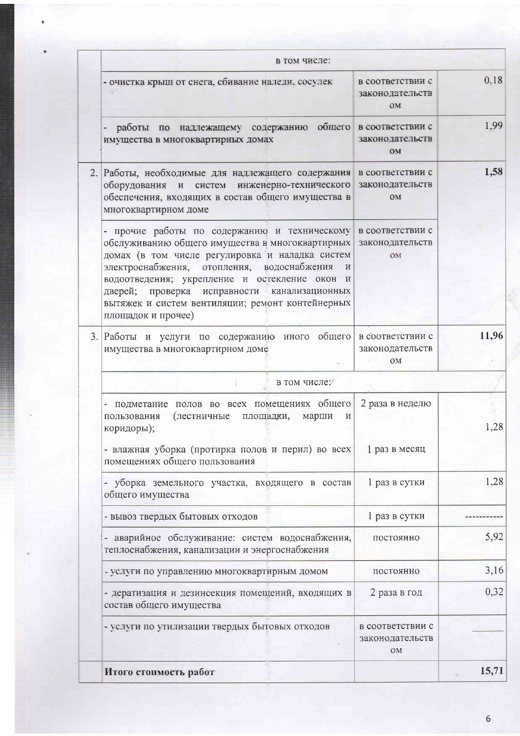| | | | |
|---|---|---|---|
| | в том числе: | | |
| | - очистка крыш от снега, сбивание наледи, сосулек | в соответствии с законодательством | 0,18 |
| | - работы по надлежащему содержанию общего имущества в многоквартирных домах | в соответствии с законодательством | 1,99 |
| 2. | Работы, необходимые для надлежащего содержания оборудования и систем инженерно-технического обеспечения, входящих в состав общего имущества в многоквартирном доме | в соответствии с законодательством | **1,58** |
| | - прочие работы по содержанию и техническому обслуживанию общего имущества в многоквартирных домах (в том числе регулировка и наладка систем электроснабжения, отопления, водоснабжения и водоотведения; укрепление и остекление окон и дверей; проверка исправности канализационных вытяжек и систем вентиляции; ремонт контейнерных площадок и прочее) | в соответствии с законодательством | |
| 3. | Работы и услуги по содержанию иного общего имущества в многоквартирном доме | в соответствии с законодательством | **11,96** |
| | в том числе: | | |
| | - подметание полов во всех помещениях общего пользования (лестничные площадки, марши и коридоры); - влажная уборка (протирка полов и перил) во всех помещениях общего пользования | 2 раза в неделю / 1 раз в месяц | 1,28 |
| | - уборка земельного участка, входящего в состав общего имущества | 1 раз в сутки | 1,28 |
| | - вывоз твердых бытовых отходов | 1 раз в сутки | ----------- |
| | - аварийное обслуживание: систем водоснабжения, теплоснабжения, канализации и энергоснабжения | постоянно | 5,92 |
| | - услуги по управлению многоквартирным домом | постоянно | 3,16 |
| | - дератизация и дезинсекция помещений, входящих в состав общего имущества | 2 раза в год | 0,32 |
| | - услуги по утилизации твердых бытовых отходов | в соответствии с законодательством | ______ |
| | **Итого стоимость работ** | | **15,71** |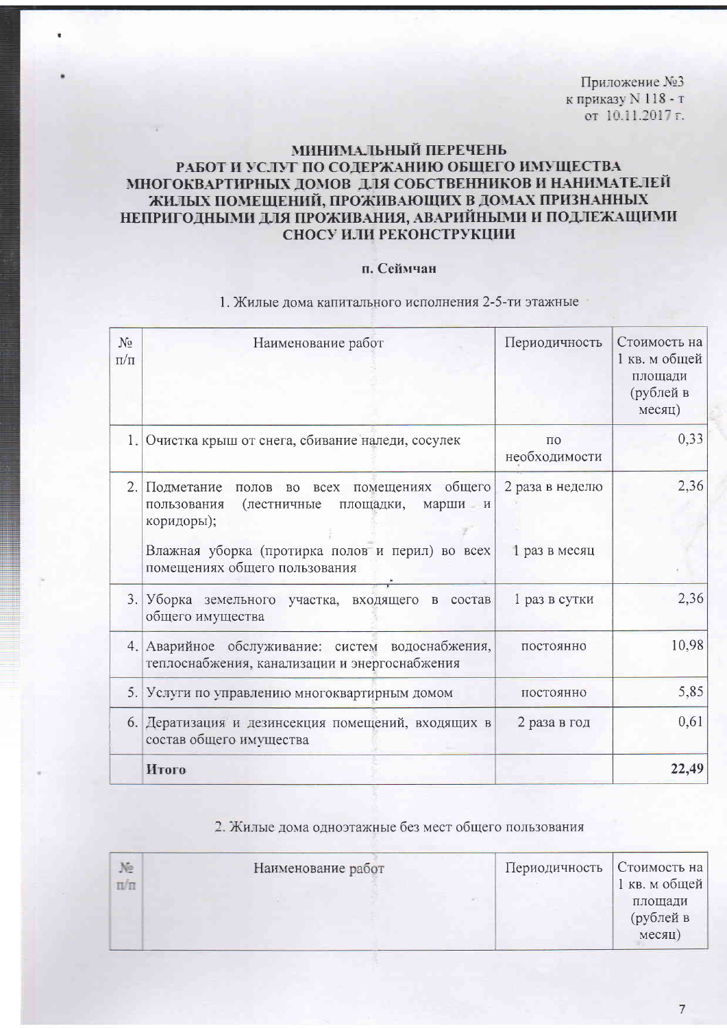Приложение №3
к приказу N 118 - т
от 10.11.2017 г.

# МИНИМАЛЬНЫЙ ПЕРЕЧЕНЬ РАБОТ И УСЛУГ ПО СОДЕРЖАНИЮ ОБЩЕГО ИМУЩЕСТВА МНОГОКВАРТИРНЫХ ДОМОВ ДЛЯ СОБСТВЕННИКОВ И НАНИМАТЕЛЕЙ ЖИЛЫХ ПОМЕЩЕНИЙ, ПРОЖИВАЮЩИХ В ДОМАХ ПРИЗНАННЫХ НЕПРИГОДНЫМИ ДЛЯ ПРОЖИВАНИЯ, АВАРИЙНЫМИ И ПОДЛЕЖАЩИМИ СНОСУ ИЛИ РЕКОНСТРУКЦИИ

**п. Сеймчан**

1. Жилые дома капитального исполнения 2-5-ти этажные

| № п/п | Наименование работ | Периодичность | Стоимость на 1 кв. м общей площади (рублей в месяц) |
|---|---|---|---|
| 1. | Очистка крыш от снега, сбивание наледи, сосулек | по необходимости | 0,33 |
| 2. | Подметание полов во всех помещениях общего пользования (лестничные площадки, марши и коридоры);<br>Влажная уборка (протирка полов и перил) во всех помещениях общего пользования | 2 раза в неделю<br>1 раз в месяц | 2,36 |
| 3. | Уборка земельного участка, входящего в состав общего имущества | 1 раз в сутки | 2,36 |
| 4. | Аварийное обслуживание: систем водоснабжения, теплоснабжения, канализации и энергоснабжения | постоянно | 10,98 |
| 5. | Услуги по управлению многоквартирным домом | постоянно | 5,85 |
| 6. | Дератизация и дезинсекция помещений, входящих в состав общего имущества | 2 раза в год | 0,61 |
| | **Итого** | | **22,49** |

2. Жилые дома одноэтажные без мест общего пользования

| № п/п | Наименование работ | Периодичность | Стоимость на 1 кв. м общей площади (рублей в месяц) |
|---|---|---|---|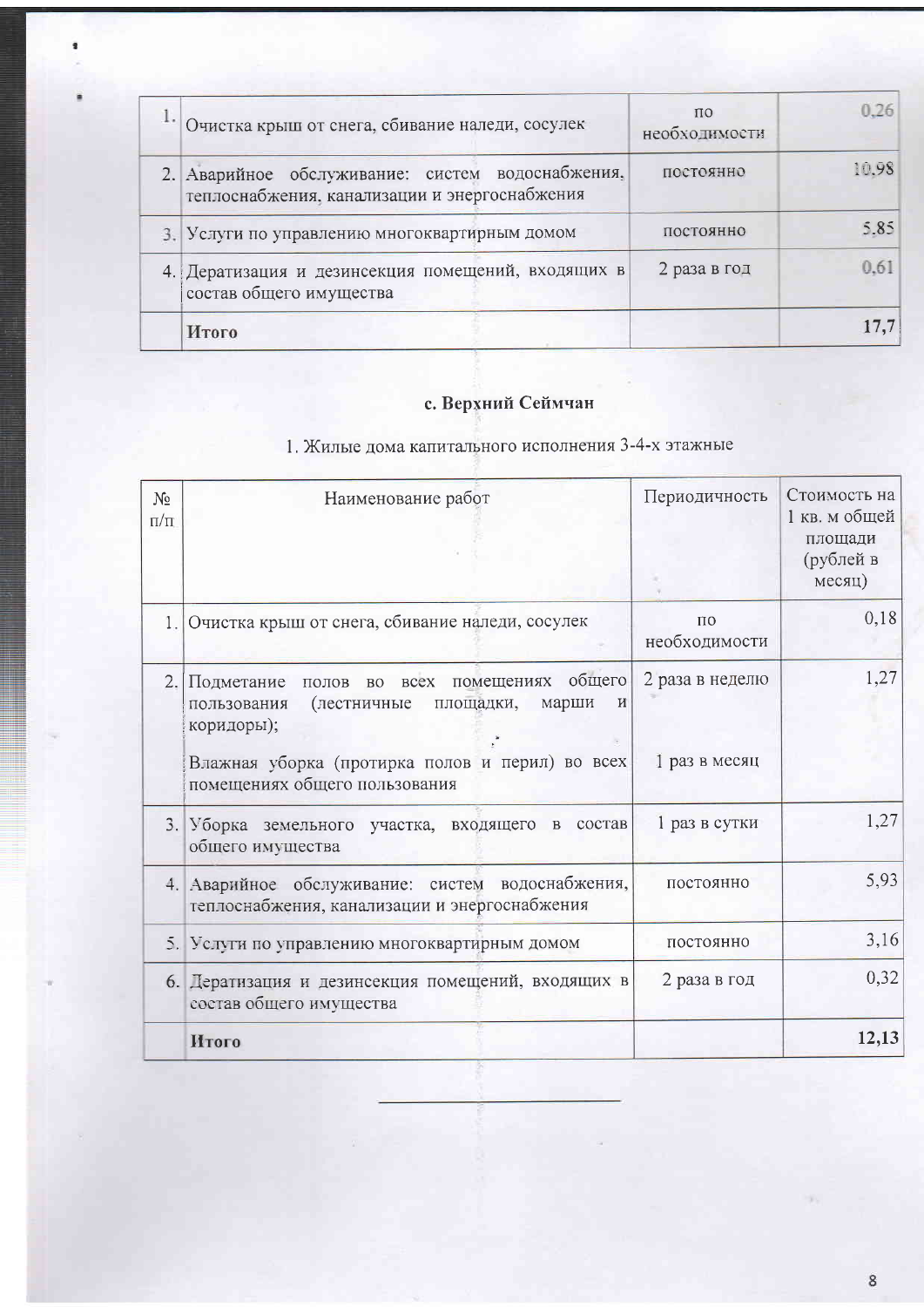| | | | |
|---|---|---|---|
| 1. | Очистка крыш от снега, сбивание наледи, сосулек | по необходимости | 0,26 |
| 2. | Аварийное обслуживание: систем водоснабжения, теплоснабжения, канализации и энергоснабжения | постоянно | 10,98 |
| 3. | Услуги по управлению многоквартирным домом | постоянно | 5,85 |
| 4. | Дератизация и дезинсекция помещений, входящих в состав общего имущества | 2 раза в год | 0,61 |
| | **Итого** | | **17,7** |

## с. Верхний Сеймчан

1. Жилые дома капитального исполнения 3-4-х этажные

| № п/п | Наименование работ | Периодичность | Стоимость на 1 кв. м общей площади (рублей в месяц) |
|---|---|---|---|
| 1. | Очистка крыш от снега, сбивание наледи, сосулек | по необходимости | 0,18 |
| 2. | Подметание полов во всех помещениях общего пользования (лестничные площадки, марши и коридоры);<br><br>Влажная уборка (протирка полов и перил) во всех помещениях общего пользования | 2 раза в неделю<br><br>1 раз в месяц | 1,27 |
| 3. | Уборка земельного участка, входящего в состав общего имущества | 1 раз в сутки | 1,27 |
| 4. | Аварийное обслуживание: систем водоснабжения, теплоснабжения, канализации и энергоснабжения | постоянно | 5,93 |
| 5. | Услуги по управлению многоквартирным домом | постоянно | 3,16 |
| 6. | Дератизация и дезинсекция помещений, входящих в состав общего имущества | 2 раза в год | 0,32 |
| | **Итого** | | **12,13** |

___________________________